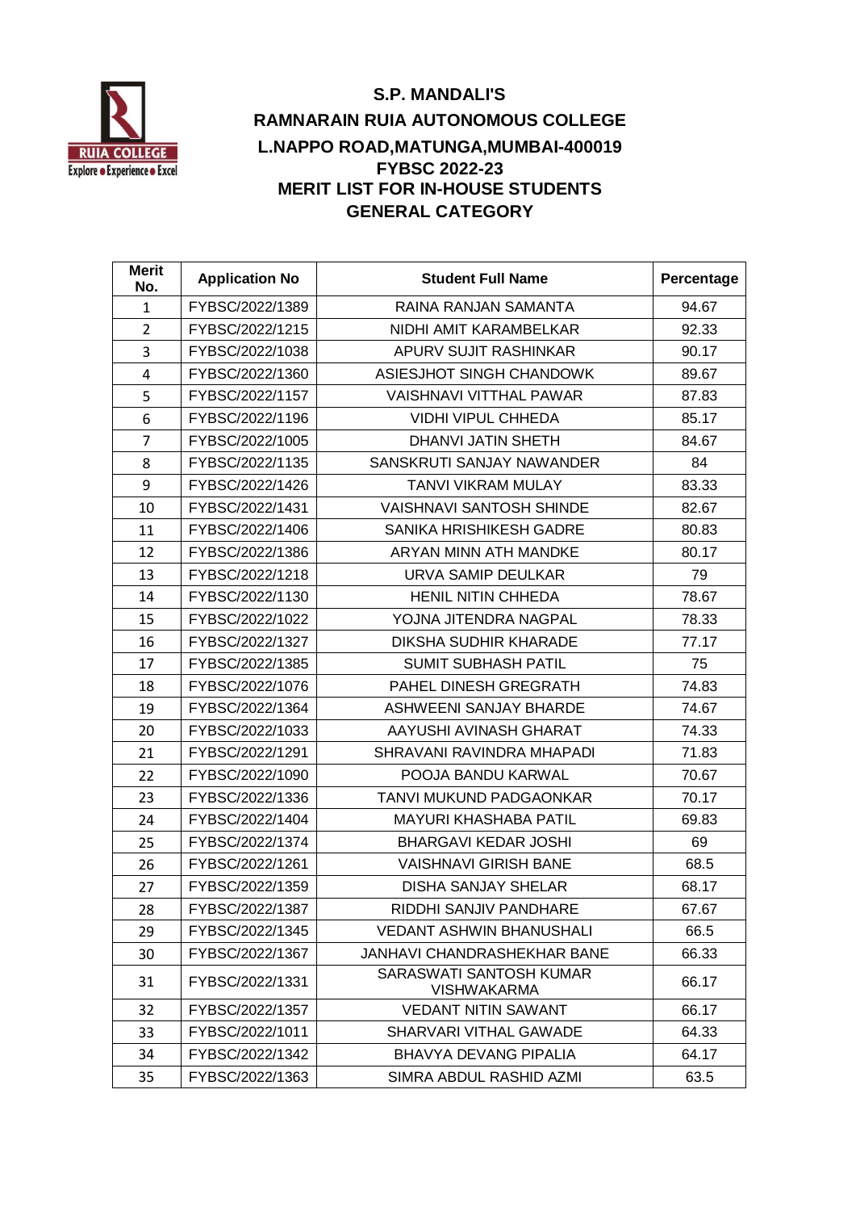# S.P. MANDALI'S
# RAMNARAIN RUIA AUTONOMOUS COLLEGE
## L.NAPPO ROAD,MATUNGA,MUMBAI-400019
## FYBSC 2022-23
## MERIT LIST FOR IN-HOUSE STUDENTS
## GENERAL CATEGORY

| Merit No. | Application No | Student Full Name | Percentage |
|---|---|---|---|
| 1 | FYBSC/2022/1389 | RAINA RANJAN SAMANTA | 94.67 |
| 2 | FYBSC/2022/1215 | NIDHI AMIT KARAMBELKAR | 92.33 |
| 3 | FYBSC/2022/1038 | APURV SUJIT RASHINKAR | 90.17 |
| 4 | FYBSC/2022/1360 | ASIESJHOT SINGH CHANDOWK | 89.67 |
| 5 | FYBSC/2022/1157 | VAISHNAVI VITTHAL PAWAR | 87.83 |
| 6 | FYBSC/2022/1196 | VIDHI VIPUL CHHEDA | 85.17 |
| 7 | FYBSC/2022/1005 | DHANVI JATIN SHETH | 84.67 |
| 8 | FYBSC/2022/1135 | SANSKRUTI SANJAY NAWANDER | 84 |
| 9 | FYBSC/2022/1426 | TANVI VIKRAM MULAY | 83.33 |
| 10 | FYBSC/2022/1431 | VAISHNAVI SANTOSH SHINDE | 82.67 |
| 11 | FYBSC/2022/1406 | SANIKA HRISHIKESH GADRE | 80.83 |
| 12 | FYBSC/2022/1386 | ARYAN MINN ATH MANDKE | 80.17 |
| 13 | FYBSC/2022/1218 | URVA SAMIP DEULKAR | 79 |
| 14 | FYBSC/2022/1130 | HENIL NITIN CHHEDA | 78.67 |
| 15 | FYBSC/2022/1022 | YOJNA JITENDRA NAGPAL | 78.33 |
| 16 | FYBSC/2022/1327 | DIKSHA SUDHIR KHARADE | 77.17 |
| 17 | FYBSC/2022/1385 | SUMIT SUBHASH PATIL | 75 |
| 18 | FYBSC/2022/1076 | PAHEL DINESH GREGRATH | 74.83 |
| 19 | FYBSC/2022/1364 | ASHWEENI SANJAY BHARDE | 74.67 |
| 20 | FYBSC/2022/1033 | AAYUSHI AVINASH GHARAT | 74.33 |
| 21 | FYBSC/2022/1291 | SHRAVANI RAVINDRA MHAPADI | 71.83 |
| 22 | FYBSC/2022/1090 | POOJA BANDU KARWAL | 70.67 |
| 23 | FYBSC/2022/1336 | TANVI MUKUND PADGAONKAR | 70.17 |
| 24 | FYBSC/2022/1404 | MAYURI KHASHABA PATIL | 69.83 |
| 25 | FYBSC/2022/1374 | BHARGAVI KEDAR JOSHI | 69 |
| 26 | FYBSC/2022/1261 | VAISHNAVI GIRISH BANE | 68.5 |
| 27 | FYBSC/2022/1359 | DISHA SANJAY SHELAR | 68.17 |
| 28 | FYBSC/2022/1387 | RIDDHI SANJIV PANDHARE | 67.67 |
| 29 | FYBSC/2022/1345 | VEDANT ASHWIN BHANUSHALI | 66.5 |
| 30 | FYBSC/2022/1367 | JANHAVI CHANDRASHEKHAR BANE | 66.33 |
| 31 | FYBSC/2022/1331 | SARASWATI SANTOSH KUMAR VISHWAKARMA | 66.17 |
| 32 | FYBSC/2022/1357 | VEDANT NITIN SAWANT | 66.17 |
| 33 | FYBSC/2022/1011 | SHARVARI VITHAL GAWADE | 64.33 |
| 34 | FYBSC/2022/1342 | BHAVYA DEVANG PIPALIA | 64.17 |
| 35 | FYBSC/2022/1363 | SIMRA ABDUL RASHID AZMI | 63.5 |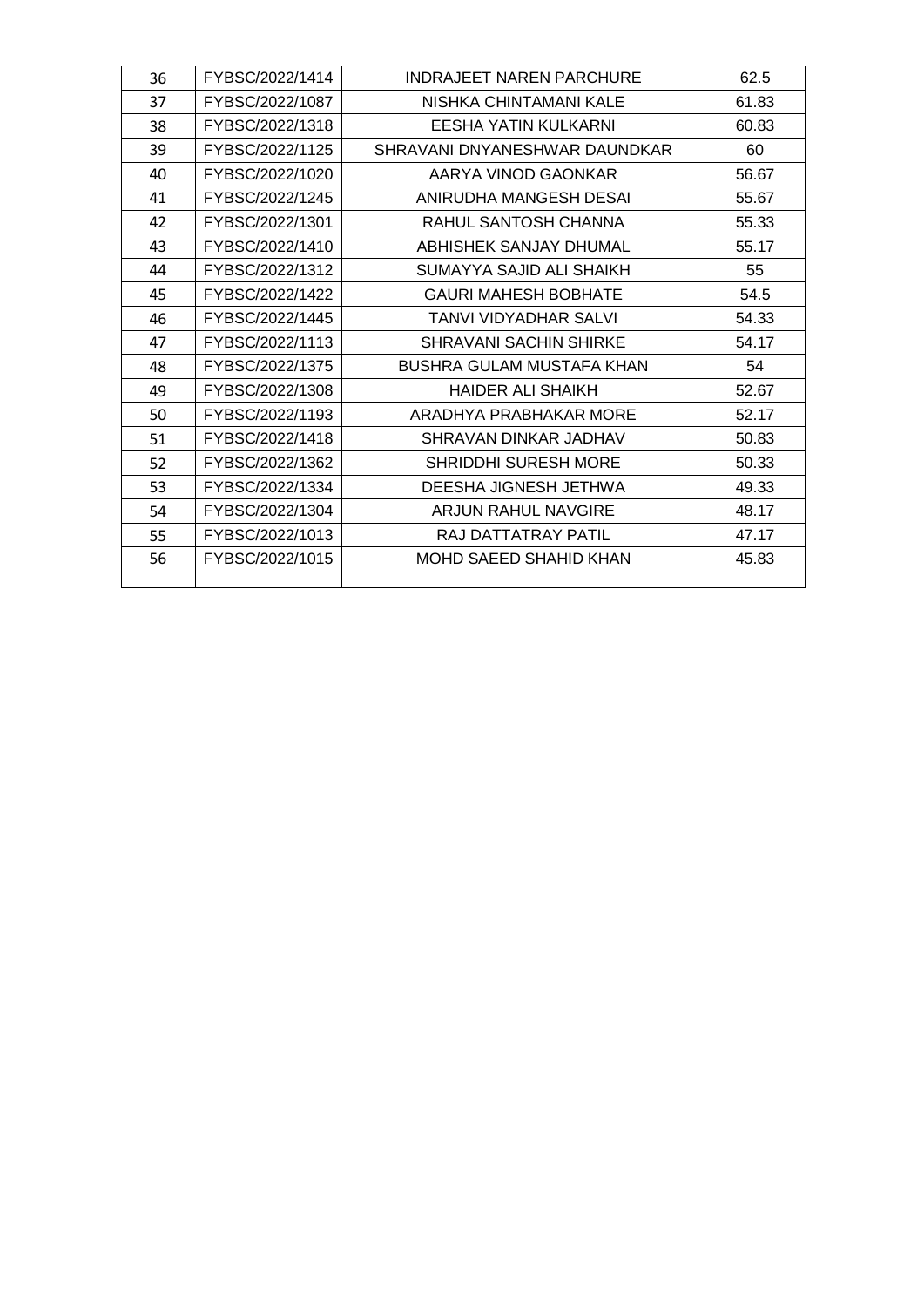| 36 | FYBSC/2022/1414 | INDRAJEET NAREN PARCHURE | 62.5 |
|---|---|---|---|
| 37 | FYBSC/2022/1087 | NISHKA CHINTAMANI KALE | 61.83 |
| 38 | FYBSC/2022/1318 | EESHA YATIN KULKARNI | 60.83 |
| 39 | FYBSC/2022/1125 | SHRAVANI DNYANESHWAR DAUNDKAR | 60 |
| 40 | FYBSC/2022/1020 | AARYA VINOD GAONKAR | 56.67 |
| 41 | FYBSC/2022/1245 | ANIRUDHA MANGESH DESAI | 55.67 |
| 42 | FYBSC/2022/1301 | RAHUL SANTOSH CHANNA | 55.33 |
| 43 | FYBSC/2022/1410 | ABHISHEK SANJAY DHUMAL | 55.17 |
| 44 | FYBSC/2022/1312 | SUMAYYA SAJID ALI SHAIKH | 55 |
| 45 | FYBSC/2022/1422 | GAURI MAHESH BOBHATE | 54.5 |
| 46 | FYBSC/2022/1445 | TANVI VIDYADHAR SALVI | 54.33 |
| 47 | FYBSC/2022/1113 | SHRAVANI SACHIN SHIRKE | 54.17 |
| 48 | FYBSC/2022/1375 | BUSHRA GULAM MUSTAFA KHAN | 54 |
| 49 | FYBSC/2022/1308 | HAIDER ALI SHAIKH | 52.67 |
| 50 | FYBSC/2022/1193 | ARADHYA PRABHAKAR MORE | 52.17 |
| 51 | FYBSC/2022/1418 | SHRAVAN DINKAR JADHAV | 50.83 |
| 52 | FYBSC/2022/1362 | SHRIDDHI SURESH MORE | 50.33 |
| 53 | FYBSC/2022/1334 | DEESHA JIGNESH JETHWA | 49.33 |
| 54 | FYBSC/2022/1304 | ARJUN RAHUL NAVGIRE | 48.17 |
| 55 | FYBSC/2022/1013 | RAJ DATTATRAY PATIL | 47.17 |
| 56 | FYBSC/2022/1015 | MOHD SAEED SHAHID KHAN | 45.83 |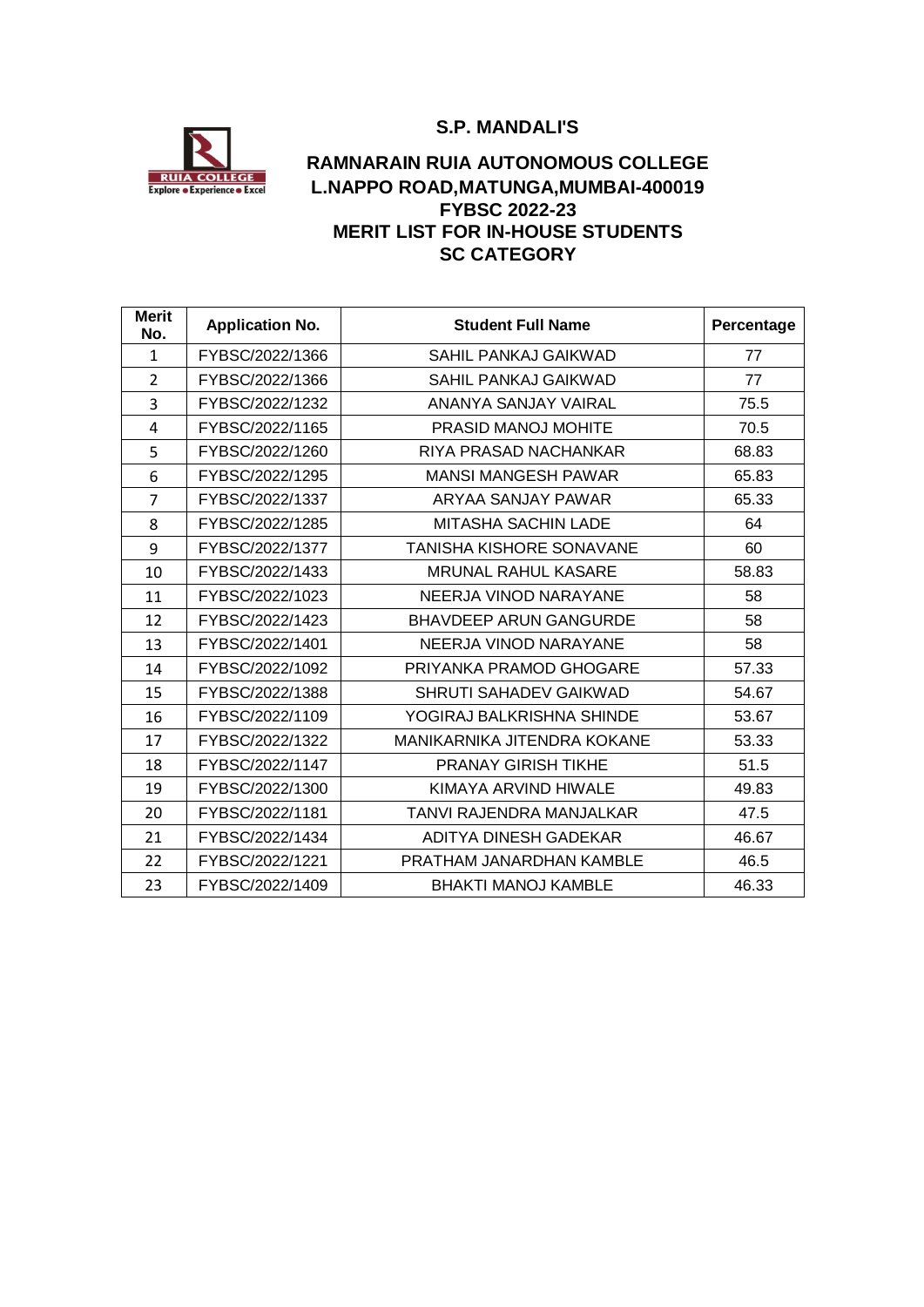**S.P. MANDALI'S**

**RAMNARAIN RUIA AUTONOMOUS COLLEGE**
**L.NAPPO ROAD,MATUNGA,MUMBAI-400019**
**FYBSC 2022-23**
**MERIT LIST FOR IN-HOUSE STUDENTS**
**SC CATEGORY**

| Merit No. | Application No. | Student Full Name | Percentage |
|---|---|---|---|
| 1 | FYBSC/2022/1366 | SAHIL PANKAJ GAIKWAD | 77 |
| 2 | FYBSC/2022/1366 | SAHIL PANKAJ GAIKWAD | 77 |
| 3 | FYBSC/2022/1232 | ANANYA SANJAY VAIRAL | 75.5 |
| 4 | FYBSC/2022/1165 | PRASID MANOJ MOHITE | 70.5 |
| 5 | FYBSC/2022/1260 | RIYA PRASAD NACHANKAR | 68.83 |
| 6 | FYBSC/2022/1295 | MANSI MANGESH PAWAR | 65.83 |
| 7 | FYBSC/2022/1337 | ARYAA SANJAY PAWAR | 65.33 |
| 8 | FYBSC/2022/1285 | MITASHA SACHIN LADE | 64 |
| 9 | FYBSC/2022/1377 | TANISHA KISHORE SONAVANE | 60 |
| 10 | FYBSC/2022/1433 | MRUNAL RAHUL KASARE | 58.83 |
| 11 | FYBSC/2022/1023 | NEERJA VINOD NARAYANE | 58 |
| 12 | FYBSC/2022/1423 | BHAVDEEP ARUN GANGURDE | 58 |
| 13 | FYBSC/2022/1401 | NEERJA VINOD NARAYANE | 58 |
| 14 | FYBSC/2022/1092 | PRIYANKA PRAMOD GHOGARE | 57.33 |
| 15 | FYBSC/2022/1388 | SHRUTI SAHADEV GAIKWAD | 54.67 |
| 16 | FYBSC/2022/1109 | YOGIRAJ BALKRISHNA SHINDE | 53.67 |
| 17 | FYBSC/2022/1322 | MANIKARNIKA JITENDRA KOKANE | 53.33 |
| 18 | FYBSC/2022/1147 | PRANAY GIRISH TIKHE | 51.5 |
| 19 | FYBSC/2022/1300 | KIMAYA ARVIND HIWALE | 49.83 |
| 20 | FYBSC/2022/1181 | TANVI RAJENDRA MANJALKAR | 47.5 |
| 21 | FYBSC/2022/1434 | ADITYA DINESH GADEKAR | 46.67 |
| 22 | FYBSC/2022/1221 | PRATHAM JANARDHAN KAMBLE | 46.5 |
| 23 | FYBSC/2022/1409 | BHAKTI MANOJ KAMBLE | 46.33 |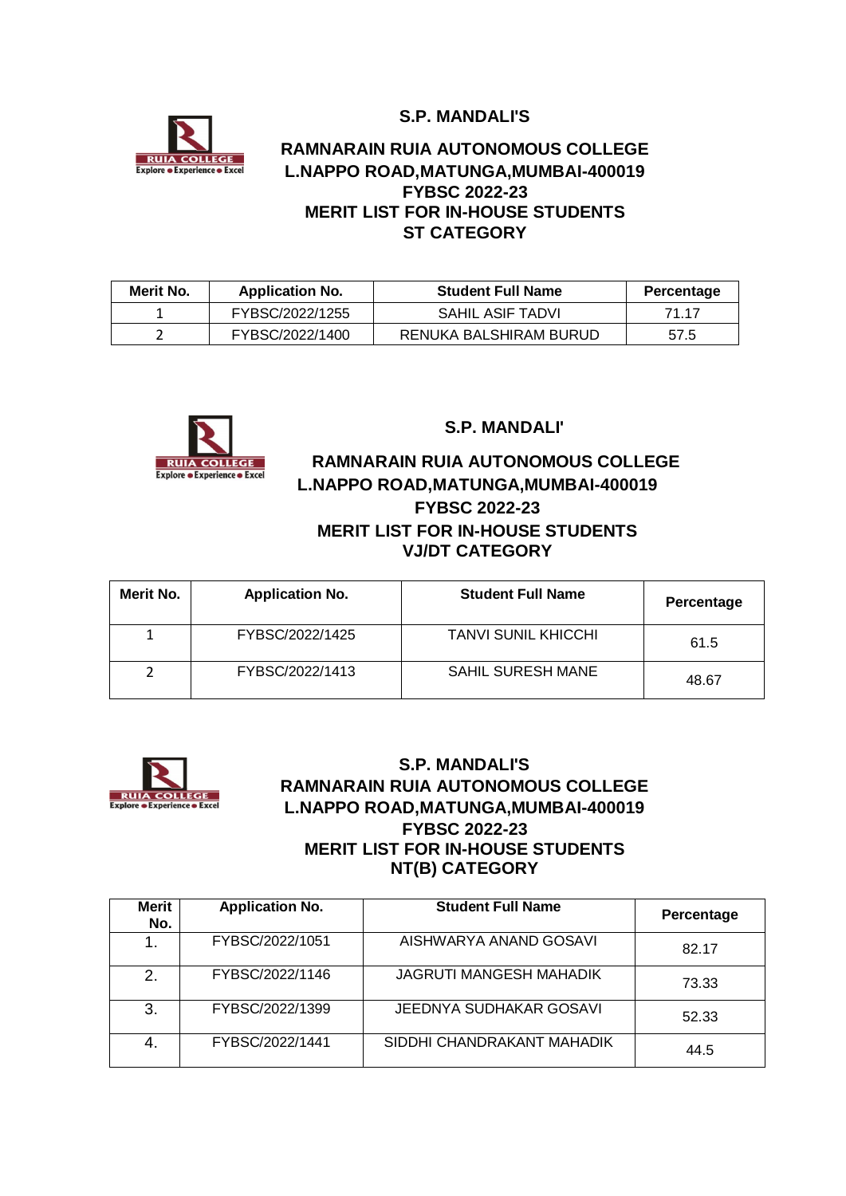**S.P. MANDALI'S**

**RAMNARAIN RUIA AUTONOMOUS COLLEGE**
**L.NAPPO ROAD,MATUNGA,MUMBAI-400019**
**FYBSC 2022-23**
**MERIT LIST FOR IN-HOUSE STUDENTS**
**ST CATEGORY**

| Merit No. | Application No. | Student Full Name | Percentage |
|---|---|---|---|
| 1 | FYBSC/2022/1255 | SAHIL ASIF TADVI | 71.17 |
| 2 | FYBSC/2022/1400 | RENUKA BALSHIRAM BURUD | 57.5 |

**S.P. MANDALI'**

**RAMNARAIN RUIA AUTONOMOUS COLLEGE**
**L.NAPPO ROAD,MATUNGA,MUMBAI-400019**
**FYBSC 2022-23**
**MERIT LIST FOR IN-HOUSE STUDENTS**
**VJ/DT CATEGORY**

| Merit No. | Application No. | Student Full Name | Percentage |
|---|---|---|---|
| 1 | FYBSC/2022/1425 | TANVI SUNIL KHICCHI | 61.5 |
| 2 | FYBSC/2022/1413 | SAHIL SURESH MANE | 48.67 |

**S.P. MANDALI'S**
**RAMNARAIN RUIA AUTONOMOUS COLLEGE**
**L.NAPPO ROAD,MATUNGA,MUMBAI-400019**
**FYBSC 2022-23**
**MERIT LIST FOR IN-HOUSE STUDENTS**
**NT(B) CATEGORY**

| Merit No. | Application No. | Student Full Name | Percentage |
|---|---|---|---|
| 1. | FYBSC/2022/1051 | AISHWARYA ANAND GOSAVI | 82.17 |
| 2. | FYBSC/2022/1146 | JAGRUTI MANGESH MAHADIK | 73.33 |
| 3. | FYBSC/2022/1399 | JEEDNYA SUDHAKAR GOSAVI | 52.33 |
| 4. | FYBSC/2022/1441 | SIDDHI CHANDRAKANT MAHADIK | 44.5 |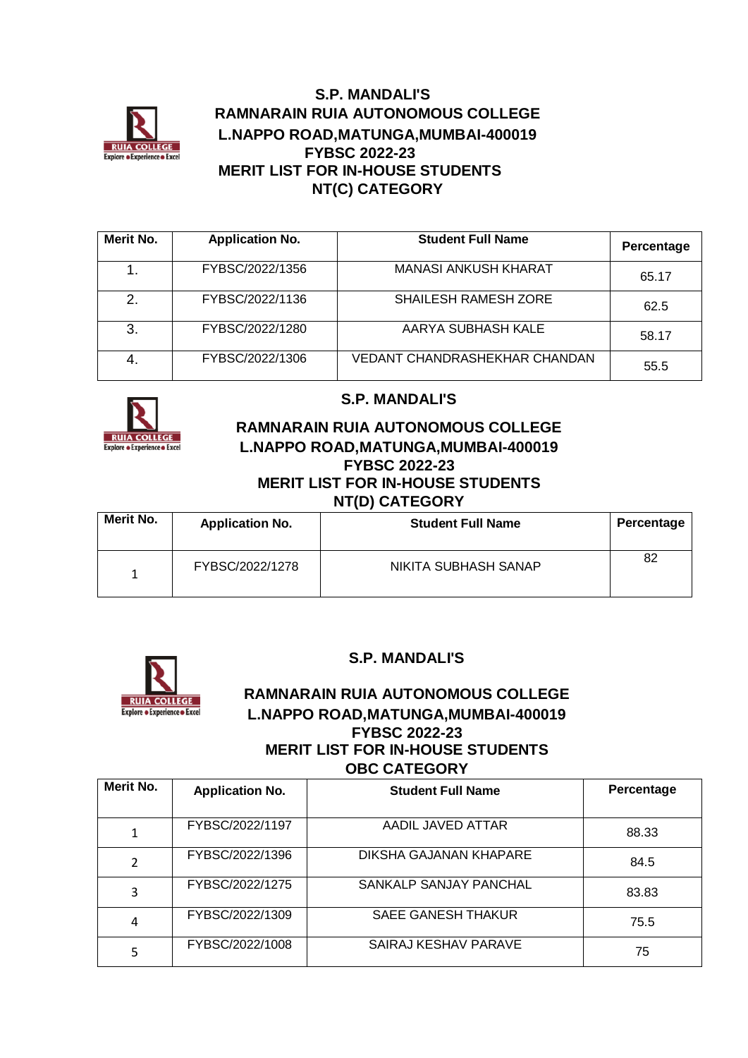**S.P. MANDALI'S**
**RAMNARAIN RUIA AUTONOMOUS COLLEGE**
**L.NAPPO ROAD,MATUNGA,MUMBAI-400019**
**FYBSC 2022-23**
**MERIT LIST FOR IN-HOUSE STUDENTS**
**NT(C) CATEGORY**

| Merit No. | Application No. | Student Full Name | Percentage |
|---|---|---|---|
| 1. | FYBSC/2022/1356 | MANASI ANKUSH KHARAT | 65.17 |
| 2. | FYBSC/2022/1136 | SHAILESH RAMESH ZORE | 62.5 |
| 3. | FYBSC/2022/1280 | AARYA SUBHASH KALE | 58.17 |
| 4. | FYBSC/2022/1306 | VEDANT CHANDRASHEKHAR CHANDAN | 55.5 |

**S.P. MANDALI'S**
**RAMNARAIN RUIA AUTONOMOUS COLLEGE**
**L.NAPPO ROAD,MATUNGA,MUMBAI-400019**
**FYBSC 2022-23**
**MERIT LIST FOR IN-HOUSE STUDENTS**
**NT(D) CATEGORY**

| Merit No. | Application No. | Student Full Name | Percentage |
|---|---|---|---|
| 1 | FYBSC/2022/1278 | NIKITA SUBHASH SANAP | 82 |

**S.P. MANDALI'S**
**RAMNARAIN RUIA AUTONOMOUS COLLEGE**
**L.NAPPO ROAD,MATUNGA,MUMBAI-400019**
**FYBSC 2022-23**
**MERIT LIST FOR IN-HOUSE STUDENTS**
**OBC CATEGORY**

| Merit No. | Application No. | Student Full Name | Percentage |
|---|---|---|---|
| 1 | FYBSC/2022/1197 | AADIL JAVED ATTAR | 88.33 |
| 2 | FYBSC/2022/1396 | DIKSHA GAJANAN KHAPARE | 84.5 |
| 3 | FYBSC/2022/1275 | SANKALP SANJAY PANCHAL | 83.83 |
| 4 | FYBSC/2022/1309 | SAEE GANESH THAKUR | 75.5 |
| 5 | FYBSC/2022/1008 | SAIRAJ KESHAV PARAVE | 75 |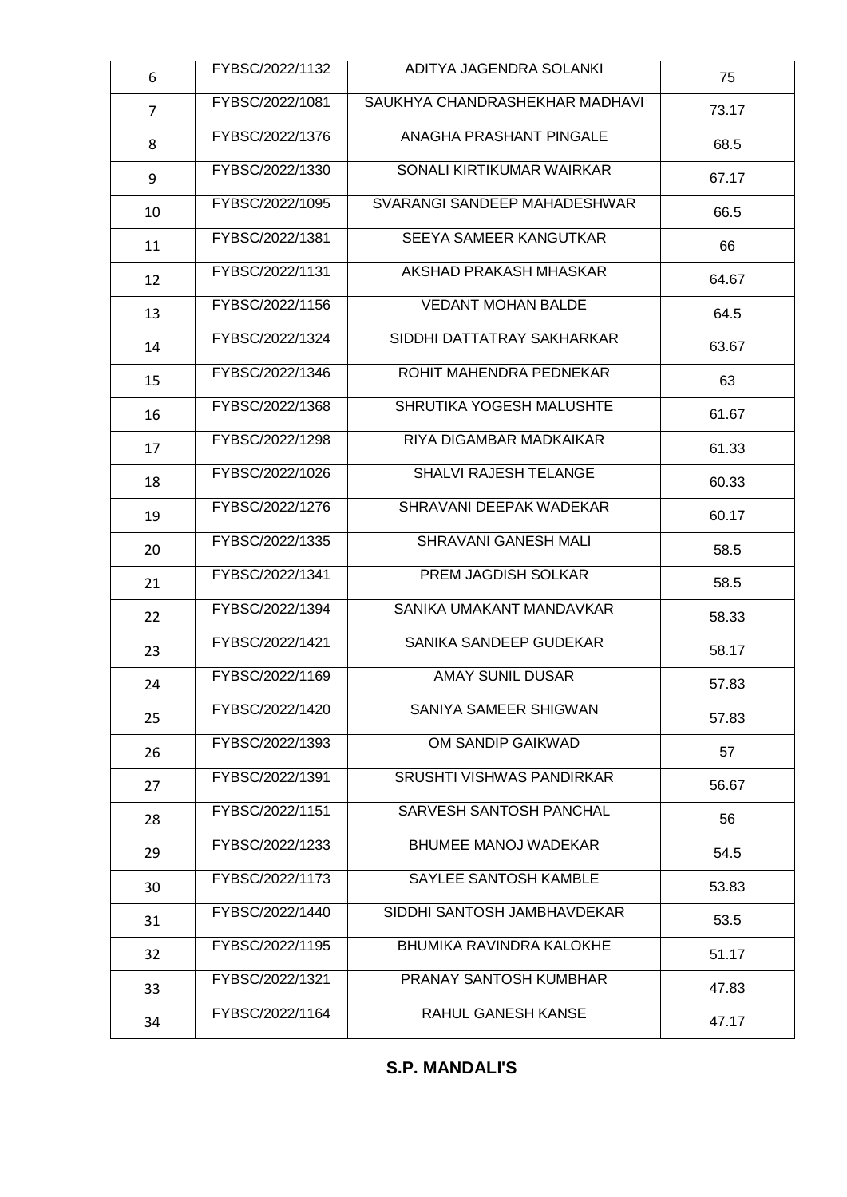| 6 | FYBSC/2022/1132 | ADITYA JAGENDRA SOLANKI | 75 |
|---|---|---|---|
| 7 | FYBSC/2022/1081 | SAUKHYA CHANDRASHEKHAR MADHAVI | 73.17 |
| 8 | FYBSC/2022/1376 | ANAGHA PRASHANT PINGALE | 68.5 |
| 9 | FYBSC/2022/1330 | SONALI KIRTIKUMAR WAIRKAR | 67.17 |
| 10 | FYBSC/2022/1095 | SVARANGI SANDEEP MAHADESHWAR | 66.5 |
| 11 | FYBSC/2022/1381 | SEEYA SAMEER KANGUTKAR | 66 |
| 12 | FYBSC/2022/1131 | AKSHAD PRAKASH MHASKAR | 64.67 |
| 13 | FYBSC/2022/1156 | VEDANT MOHAN BALDE | 64.5 |
| 14 | FYBSC/2022/1324 | SIDDHI DATTATRAY SAKHARKAR | 63.67 |
| 15 | FYBSC/2022/1346 | ROHIT MAHENDRA PEDNEKAR | 63 |
| 16 | FYBSC/2022/1368 | SHRUTIKA YOGESH MALUSHTE | 61.67 |
| 17 | FYBSC/2022/1298 | RIYA DIGAMBAR MADKAIKAR | 61.33 |
| 18 | FYBSC/2022/1026 | SHALVI RAJESH TELANGE | 60.33 |
| 19 | FYBSC/2022/1276 | SHRAVANI DEEPAK WADEKAR | 60.17 |
| 20 | FYBSC/2022/1335 | SHRAVANI GANESH MALI | 58.5 |
| 21 | FYBSC/2022/1341 | PREM JAGDISH SOLKAR | 58.5 |
| 22 | FYBSC/2022/1394 | SANIKA UMAKANT MANDAVKAR | 58.33 |
| 23 | FYBSC/2022/1421 | SANIKA SANDEEP GUDEKAR | 58.17 |
| 24 | FYBSC/2022/1169 | AMAY SUNIL DUSAR | 57.83 |
| 25 | FYBSC/2022/1420 | SANIYA SAMEER SHIGWAN | 57.83 |
| 26 | FYBSC/2022/1393 | OM SANDIP GAIKWAD | 57 |
| 27 | FYBSC/2022/1391 | SRUSHTI VISHWAS PANDIRKAR | 56.67 |
| 28 | FYBSC/2022/1151 | SARVESH SANTOSH PANCHAL | 56 |
| 29 | FYBSC/2022/1233 | BHUMEE MANOJ WADEKAR | 54.5 |
| 30 | FYBSC/2022/1173 | SAYLEE SANTOSH KAMBLE | 53.83 |
| 31 | FYBSC/2022/1440 | SIDDHI SANTOSH JAMBHAVDEKAR | 53.5 |
| 32 | FYBSC/2022/1195 | BHUMIKA RAVINDRA KALOKHE | 51.17 |
| 33 | FYBSC/2022/1321 | PRANAY SANTOSH KUMBHAR | 47.83 |
| 34 | FYBSC/2022/1164 | RAHUL GANESH KANSE | 47.17 |

**S.P. MANDALI'S**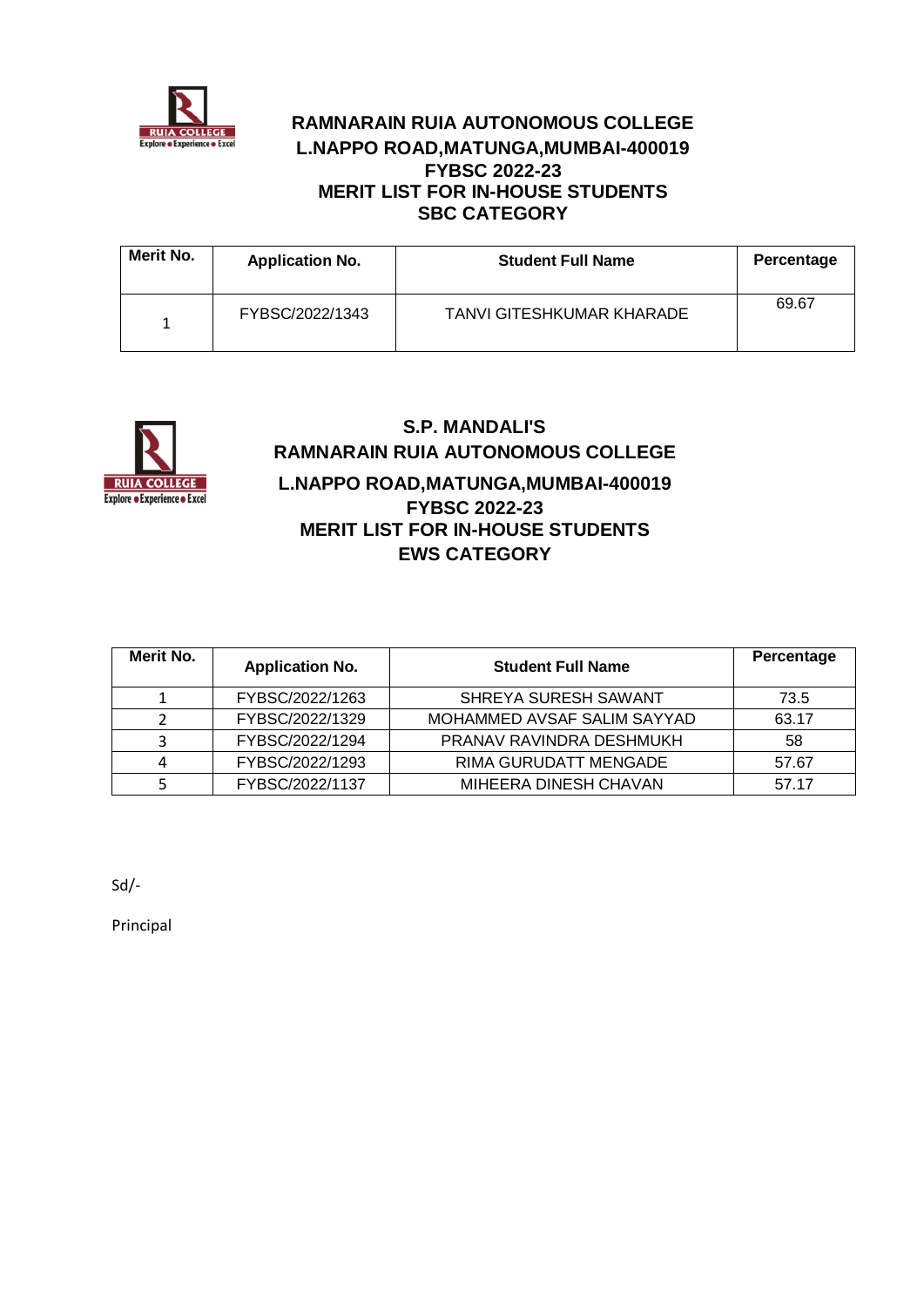**RAMNARAIN RUIA AUTONOMOUS COLLEGE**
**L.NAPPO ROAD,MATUNGA,MUMBAI-400019**
**FYBSC 2022-23**
**MERIT LIST FOR IN-HOUSE STUDENTS**
**SBC CATEGORY**

| Merit No. | Application No. | Student Full Name | Percentage |
|---|---|---|---|
| 1 | FYBSC/2022/1343 | TANVI GITESHKUMAR KHARADE | 69.67 |

**S.P. MANDALI'S**
**RAMNARAIN RUIA AUTONOMOUS COLLEGE**
**L.NAPPO ROAD,MATUNGA,MUMBAI-400019**
**FYBSC 2022-23**
**MERIT LIST FOR IN-HOUSE STUDENTS**
**EWS CATEGORY**

| Merit No. | Application No. | Student Full Name | Percentage |
|---|---|---|---|
| 1 | FYBSC/2022/1263 | SHREYA SURESH SAWANT | 73.5 |
| 2 | FYBSC/2022/1329 | MOHAMMED AVSAF SALIM SAYYAD | 63.17 |
| 3 | FYBSC/2022/1294 | PRANAV RAVINDRA DESHMUKH | 58 |
| 4 | FYBSC/2022/1293 | RIMA GURUDATT MENGADE | 57.67 |
| 5 | FYBSC/2022/1137 | MIHEERA DINESH CHAVAN | 57.17 |

Sd/-

Principal